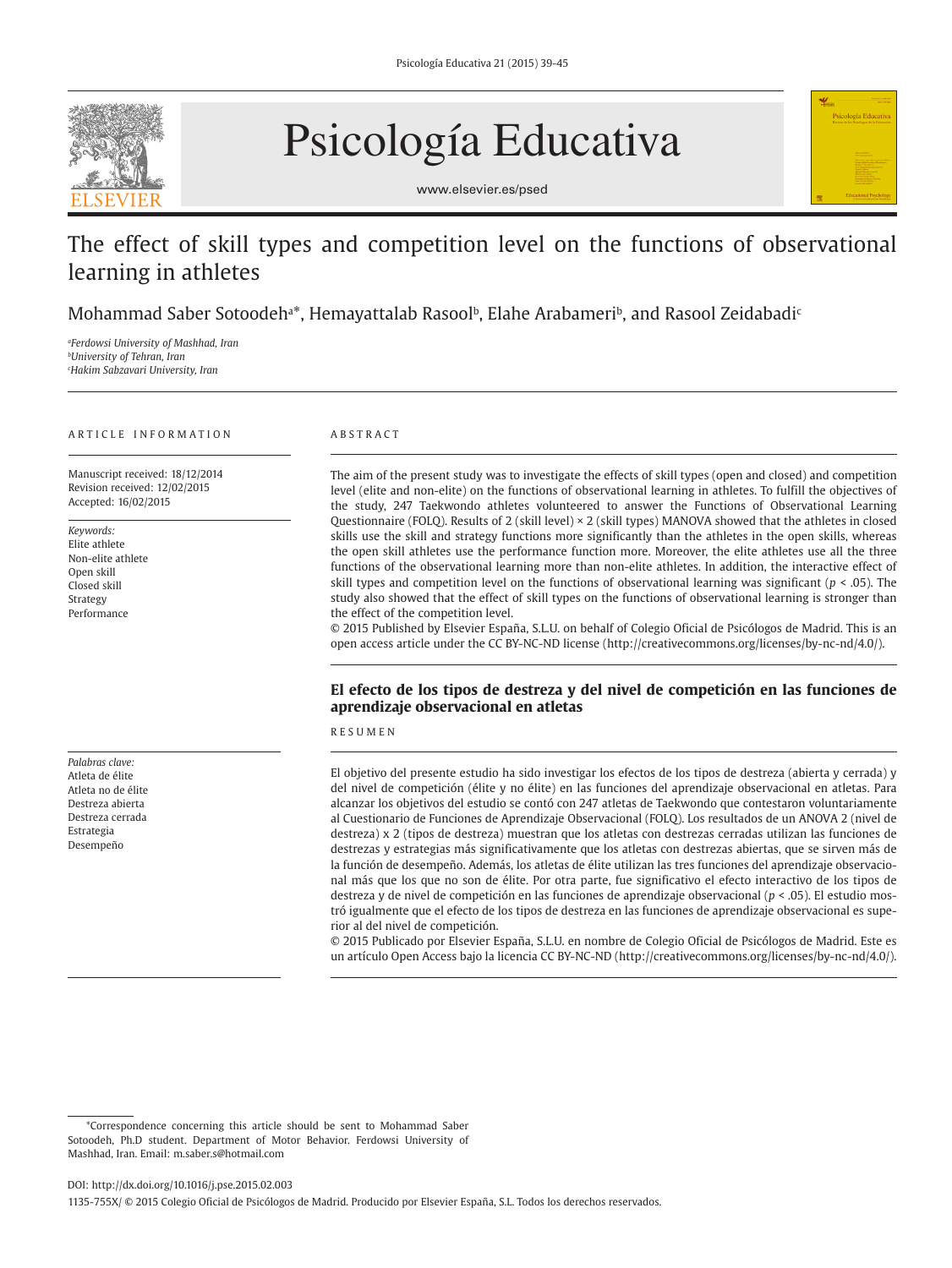# The effect of skill types and competition level on the functions of observational learning in athletes

Mohammad Saber Sotoodeh[a]*, Hemayattalab Rasool[b], Elahe Arabameri[b], and Rasool Zeidabadi[c]

[a] *Ferdowsi University of Mashhad, Iran*
[b] *University of Tehran, Iran*
[c] *Hakim Sabzavari University, Iran*

ARTICLE INFORMATION

Manuscript received: 18/12/2014
Revision received: 12/02/2015
Accepted: 16/02/2015

*Keywords:*
Elite athlete
Non-elite athlete
Open skill
Closed skill
Strategy
Performance

ABSTRACT

The aim of the present study was to investigate the effects of skill types (open and closed) and competition level (elite and non-elite) on the functions of observational learning in athletes. To fulfill the objectives of the study, 247 Taekwondo athletes volunteered to answer the Functions of Observational Learning Questionnaire (FOLQ). Results of 2 (skill level) × 2 (skill types) MANOVA showed that the athletes in closed skills use the skill and strategy functions more significantly than the athletes in the open skills, whereas the open skill athletes use the performance function more. Moreover, the elite athletes use all the three functions of the observational learning more than non-elite athletes. In addition, the interactive effect of skill types and competition level on the functions of observational learning was significant ($p < .05$). The study also showed that the effect of skill types on the functions of observational learning is stronger than the effect of the competition level.

© 2015 Published by Elsevier España, S.L.U. on behalf of Colegio Oficial de Psicólogos de Madrid. This is an open access article under the CC BY-NC-ND license (http://creativecommons.org/licenses/by-nc-nd/4.0/).

## El efecto de los tipos de destreza y del nivel de competición en las funciones de aprendizaje observacional en atletas

*Palabras clave:*
Atleta de élite
Atleta no de élite
Destreza abierta
Destreza cerrada
Estrategia
Desempeño

RESUMEN

El objetivo del presente estudio ha sido investigar los efectos de los tipos de destreza (abierta y cerrada) y del nivel de competición (élite y no élite) en las funciones del aprendizaje observacional en atletas. Para alcanzar los objetivos del estudio se contó con 247 atletas de Taekwondo que contestaron voluntariamente al Cuestionario de Funciones de Aprendizaje Observacional (FOLQ). Los resultados de un ANOVA 2 (nivel de destreza) x 2 (tipos de destreza) muestran que los atletas con destrezas cerradas utilizan las funciones de destrezas y estrategias más significativamente que los atletas con destrezas abiertas, que se sirven más de la función de desempeño. Además, los atletas de élite utilizan las tres funciones del aprendizaje observacional más que los que no son de élite. Por otra parte, fue significativo el efecto interactivo de los tipos de destreza y de nivel de competición en las funciones de aprendizaje observacional ($p < .05$). El estudio mostró igualmente que el efecto de los tipos de destreza en las funciones de aprendizaje observacional es superior al del nivel de competición.

© 2015 Publicado por Elsevier España, S.L.U. en nombre de Colegio Oficial de Psicólogos de Madrid. Este es un artículo Open Access bajo la licencia CC BY-NC-ND (http://creativecommons.org/licenses/by-nc-nd/4.0/).

*Correspondence concerning this article should be sent to Mohammad Saber Sotoodeh, Ph.D student. Department of Motor Behavior. Ferdowsi University of Mashhad, Iran. Email: m.saber.s@hotmail.com

DOI: http://dx.doi.org/10.1016/j.pse.2015.02.003

1135-755X/ © 2015 Colegio Oficial de Psicólogos de Madrid. Producido por Elsevier España, S.L. Todos los derechos reservados.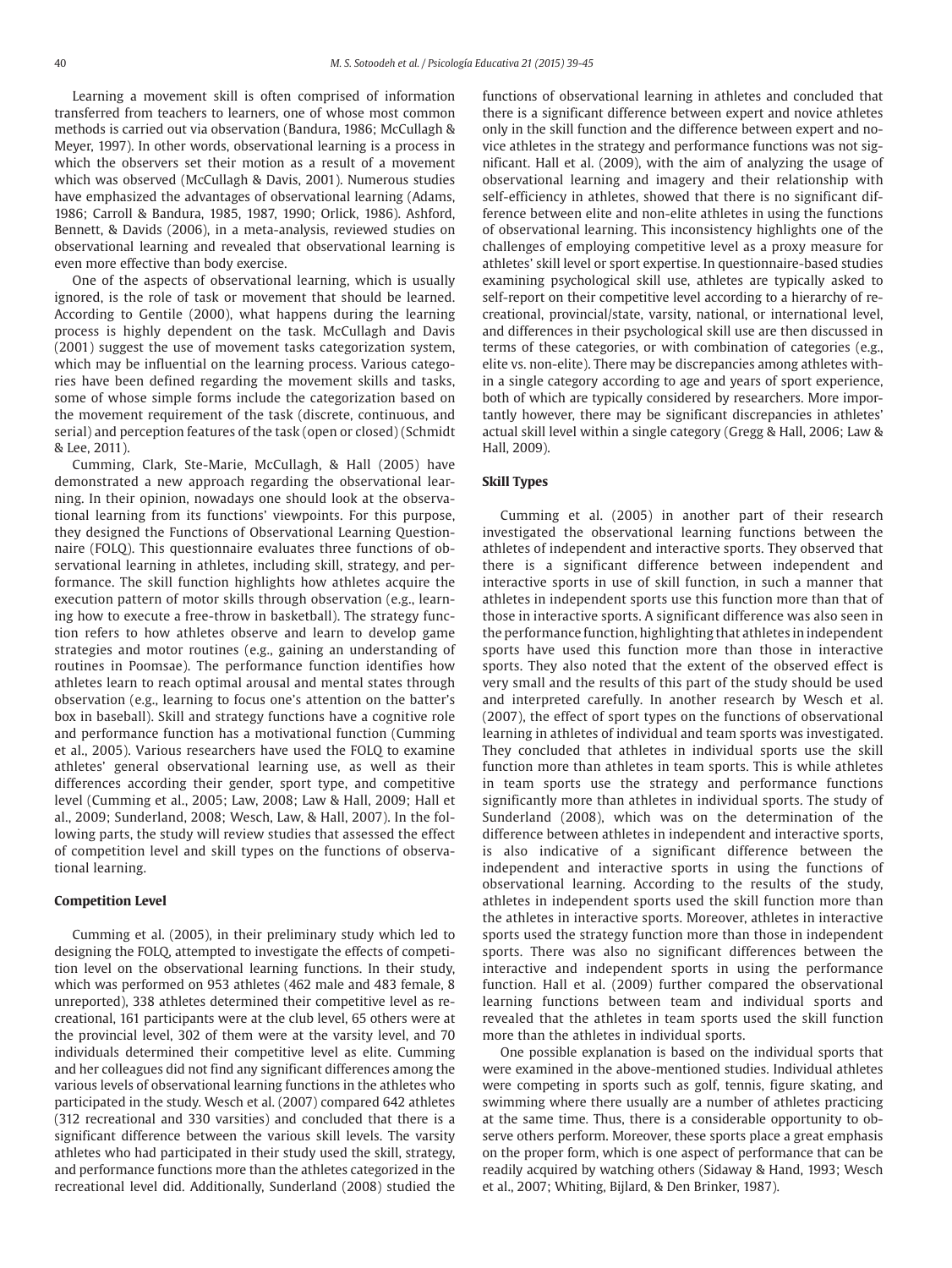Learning a movement skill is often comprised of information transferred from teachers to learners, one of whose most common methods is carried out via observation (Bandura, 1986; McCullagh & Meyer, 1997). In other words, observational learning is a process in which the observers set their motion as a result of a movement which was observed (McCullagh & Davis, 2001). Numerous studies have emphasized the advantages of observational learning (Adams, 1986; Carroll & Bandura, 1985, 1987, 1990; Orlick, 1986). Ashford, Bennett, & Davids (2006), in a meta-analysis, reviewed studies on observational learning and revealed that observational learning is even more effective than body exercise.

One of the aspects of observational learning, which is usually ignored, is the role of task or movement that should be learned. According to Gentile (2000), what happens during the learning process is highly dependent on the task. McCullagh and Davis (2001) suggest the use of movement tasks categorization system, which may be influential on the learning process. Various categories have been defined regarding the movement skills and tasks, some of whose simple forms include the categorization based on the movement requirement of the task (discrete, continuous, and serial) and perception features of the task (open or closed) (Schmidt & Lee, 2011).

Cumming, Clark, Ste-Marie, McCullagh, & Hall (2005) have demonstrated a new approach regarding the observational learning. In their opinion, nowadays one should look at the observational learning from its functions' viewpoints. For this purpose, they designed the Functions of Observational Learning Questionnaire (FOLQ). This questionnaire evaluates three functions of observational learning in athletes, including skill, strategy, and performance. The skill function highlights how athletes acquire the execution pattern of motor skills through observation (e.g., learning how to execute a free-throw in basketball). The strategy function refers to how athletes observe and learn to develop game strategies and motor routines (e.g., gaining an understanding of routines in Poomsae). The performance function identifies how athletes learn to reach optimal arousal and mental states through observation (e.g., learning to focus one's attention on the batter's box in baseball). Skill and strategy functions have a cognitive role and performance function has a motivational function (Cumming et al., 2005). Various researchers have used the FOLQ to examine athletes' general observational learning use, as well as their differences according their gender, sport type, and competitive level (Cumming et al., 2005; Law, 2008; Law & Hall, 2009; Hall et al., 2009; Sunderland, 2008; Wesch, Law, & Hall, 2007). In the following parts, the study will review studies that assessed the effect of competition level and skill types on the functions of observational learning.

**Competition Level**

Cumming et al. (2005), in their preliminary study which led to designing the FOLQ, attempted to investigate the effects of competition level on the observational learning functions. In their study, which was performed on 953 athletes (462 male and 483 female, 8 unreported), 338 athletes determined their competitive level as recreational, 161 participants were at the club level, 65 others were at the provincial level, 302 of them were at the varsity level, and 70 individuals determined their competitive level as elite. Cumming and her colleagues did not find any significant differences among the various levels of observational learning functions in the athletes who participated in the study. Wesch et al. (2007) compared 642 athletes (312 recreational and 330 varsities) and concluded that there is a significant difference between the various skill levels. The varsity athletes who had participated in their study used the skill, strategy, and performance functions more than the athletes categorized in the recreational level did. Additionally, Sunderland (2008) studied the functions of observational learning in athletes and concluded that there is a significant difference between expert and novice athletes only in the skill function and the difference between expert and novice athletes in the strategy and performance functions was not significant. Hall et al. (2009), with the aim of analyzing the usage of observational learning and imagery and their relationship with self-efficiency in athletes, showed that there is no significant difference between elite and non-elite athletes in using the functions of observational learning. This inconsistency highlights one of the challenges of employing competitive level as a proxy measure for athletes' skill level or sport expertise. In questionnaire-based studies examining psychological skill use, athletes are typically asked to self-report on their competitive level according to a hierarchy of recreational, provincial/state, varsity, national, or international level, and differences in their psychological skill use are then discussed in terms of these categories, or with combination of categories (e.g., elite vs. non-elite). There may be discrepancies among athletes within a single category according to age and years of sport experience, both of which are typically considered by researchers. More importantly however, there may be significant discrepancies in athletes' actual skill level within a single category (Gregg & Hall, 2006; Law & Hall, 2009).

**Skill Types**

Cumming et al. (2005) in another part of their research investigated the observational learning functions between the athletes of independent and interactive sports. They observed that there is a significant difference between independent and interactive sports in use of skill function, in such a manner that athletes in independent sports use this function more than that of those in interactive sports. A significant difference was also seen in the performance function, highlighting that athletes in independent sports have used this function more than those in interactive sports. They also noted that the extent of the observed effect is very small and the results of this part of the study should be used and interpreted carefully. In another research by Wesch et al. (2007), the effect of sport types on the functions of observational learning in athletes of individual and team sports was investigated. They concluded that athletes in individual sports use the skill function more than athletes in team sports. This is while athletes in team sports use the strategy and performance functions significantly more than athletes in individual sports. The study of Sunderland (2008), which was on the determination of the difference between athletes in independent and interactive sports, is also indicative of a significant difference between the independent and interactive sports in using the functions of observational learning. According to the results of the study, athletes in independent sports used the skill function more than the athletes in interactive sports. Moreover, athletes in interactive sports used the strategy function more than those in independent sports. There was also no significant differences between the interactive and independent sports in using the performance function. Hall et al. (2009) further compared the observational learning functions between team and individual sports and revealed that the athletes in team sports used the skill function more than the athletes in individual sports.

One possible explanation is based on the individual sports that were examined in the above-mentioned studies. Individual athletes were competing in sports such as golf, tennis, figure skating, and swimming where there usually are a number of athletes practicing at the same time. Thus, there is a considerable opportunity to observe others perform. Moreover, these sports place a great emphasis on the proper form, which is one aspect of performance that can be readily acquired by watching others (Sidaway & Hand, 1993; Wesch et al., 2007; Whiting, Bijlard, & Den Brinker, 1987).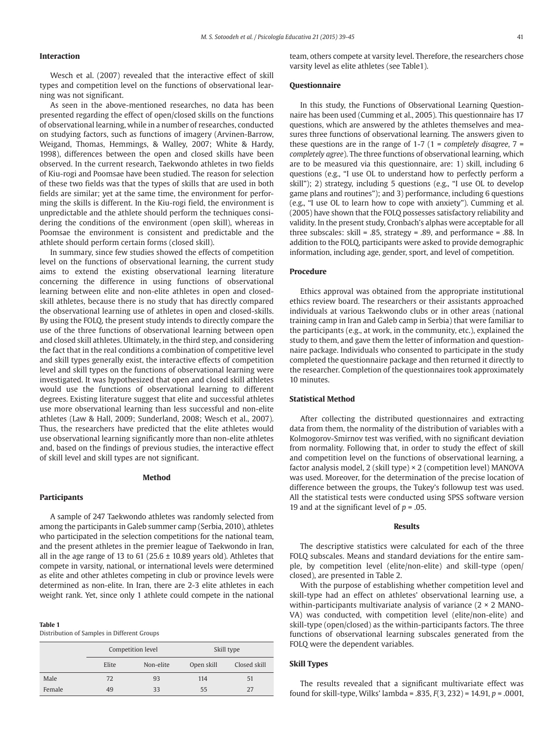### Interaction

Wesch et al. (2007) revealed that the interactive effect of skill types and competition level on the functions of observational learning was not significant.

As seen in the above-mentioned researches, no data has been presented regarding the effect of open/closed skills on the functions of observational learning, while in a number of researches, conducted on studying factors, such as functions of imagery (Arvinen-Barrow, Weigand, Thomas, Hemmings, & Walley, 2007; White & Hardy, 1998), differences between the open and closed skills have been observed. In the current research, Taekwondo athletes in two fields of Kiu-rogi and Poomsae have been studied. The reason for selection of these two fields was that the types of skills that are used in both fields are similar; yet at the same time, the environment for performing the skills is different. In the Kiu-rogi field, the environment is unpredictable and the athlete should perform the techniques considering the conditions of the environment (open skill), whereas in Poomsae the environment is consistent and predictable and the athlete should perform certain forms (closed skill).

In summary, since few studies showed the effects of competition level on the functions of observational learning, the current study aims to extend the existing observational learning literature concerning the difference in using functions of observational learning between elite and non-elite athletes in open and closed-skill athletes, because there is no study that has directly compared the observational learning use of athletes in open and closed-skills. By using the FOLQ, the present study intends to directly compare the use of the three functions of observational learning between open and closed skill athletes. Ultimately, in the third step, and considering the fact that in the real conditions a combination of competitive level and skill types generally exist, the interactive effects of competition level and skill types on the functions of observational learning were investigated. It was hypothesized that open and closed skill athletes would use the functions of observational learning to different degrees. Existing literature suggest that elite and successful athletes use more observational learning than less successful and non-elite athletes (Law & Hall, 2009; Sunderland, 2008; Wesch et al., 2007). Thus, the researchers have predicted that the elite athletes would use observational learning significantly more than non-elite athletes and, based on the findings of previous studies, the interactive effect of skill level and skill types are not significant.

## Method

### Participants

A sample of 247 Taekwondo athletes was randomly selected from among the participants in Galeb summer camp (Serbia, 2010), athletes who participated in the selection competitions for the national team, and the present athletes in the premier league of Taekwondo in Iran, all in the age range of 13 to 61 (25.6 ± 10.89 years old). Athletes that compete in varsity, national, or international levels were determined as elite and other athletes competing in club or province levels were determined as non-elite. In Iran, there are 2-3 elite athletes in each weight rank. Yet, since only 1 athlete could compete in the national team, others compete at varsity level. Therefore, the researchers chose varsity level as elite athletes (see Table1).

**Table 1**
Distribution of Samples in Different Groups

| | Competition level | | Skill type | |
|---|---|---|---|---|
| | Elite | Non-elite | Open skill | Closed skill |
| Male | 72 | 93 | 114 | 51 |
| Female | 49 | 33 | 55 | 27 |

### Questionnaire

In this study, the Functions of Observational Learning Questionnaire has been used (Cumming et al., 2005). This questionnaire has 17 questions, which are answered by the athletes themselves and measures three functions of observational learning. The answers given to these questions are in the range of 1-7 (1 = *completely disagree*, 7 = *completely agree*). The three functions of observational learning, which are to be measured via this questionnaire, are: 1) skill, including 6 questions (e.g., "I use OL to understand how to perfectly perform a skill"); 2) strategy, including 5 questions (e.g., "I use OL to develop game plans and routines"); and 3) performance, including 6 questions (e.g., "I use OL to learn how to cope with anxiety"). Cumming et al. (2005) have shown that the FOLQ possesses satisfactory reliability and validity. In the present study, Cronbach's alphas were acceptable for all three subscales: skill = .85, strategy = .89, and performance = .88. In addition to the FOLQ, participants were asked to provide demographic information, including age, gender, sport, and level of competition.

### Procedure

Ethics approval was obtained from the appropriate institutional ethics review board. The researchers or their assistants approached individuals at various Taekwondo clubs or in other areas (national training camp in Iran and Galeb camp in Serbia) that were familiar to the participants (e.g., at work, in the community, etc.), explained the study to them, and gave them the letter of information and questionnaire package. Individuals who consented to participate in the study completed the questionnaire package and then returned it directly to the researcher. Completion of the questionnaires took approximately 10 minutes.

### Statistical Method

After collecting the distributed questionnaires and extracting data from them, the normality of the distribution of variables with a Kolmogorov-Smirnov test was verified, with no significant deviation from normality. Following that, in order to study the effect of skill and competition level on the functions of observational learning, a factor analysis model, 2 (skill type) × 2 (competition level) MANOVA was used. Moreover, for the determination of the precise location of difference between the groups, the Tukey's followup test was used. All the statistical tests were conducted using SPSS software version 19 and at the significant level of $p = .05$.

## Results

The descriptive statistics were calculated for each of the three FOLQ subscales. Means and standard deviations for the entire sample, by competition level (elite/non-elite) and skill-type (open/closed), are presented in Table 2.

With the purpose of establishing whether competition level and skill-type had an effect on athletes' observational learning use, a within-participants multivariate analysis of variance (2 × 2 MANOVA) was conducted, with competition level (elite/non-elite) and skill-type (open/closed) as the within-participants factors. The three functions of observational learning subscales generated from the FOLQ were the dependent variables.

### Skill Types

The results revealed that a significant multivariate effect was found for skill-type, Wilks' lambda = .835, $F(3, 232) = 14.91$, $p = .0001$,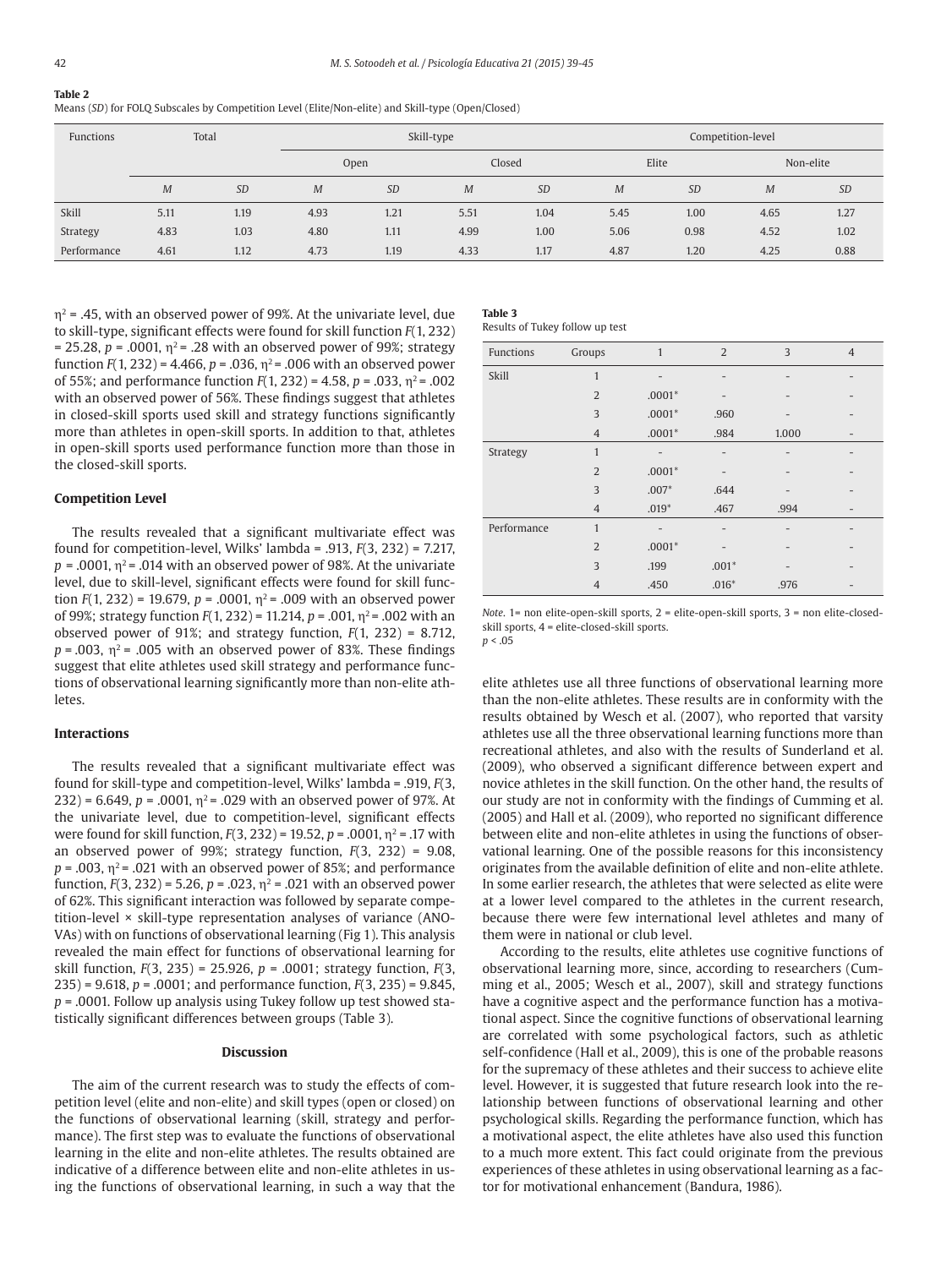**Table 2**
Means (*SD*) for FOLQ Subscales by Competition Level (Elite/Non-elite) and Skill-type (Open/Closed)

| Functions | Total | | Skill-type | | | | Competition-level | | | |
|---|---|---|---|---|---|---|---|---|---|---|
| | | | Open | | Closed | | Elite | | Non-elite | |
| | *M* | *SD* | *M* | *SD* | *M* | *SD* | *M* | *SD* | *M* | *SD* |
| Skill | 5.11 | 1.19 | 4.93 | 1.21 | 5.51 | 1.04 | 5.45 | 1.00 | 4.65 | 1.27 |
| Strategy | 4.83 | 1.03 | 4.80 | 1.11 | 4.99 | 1.00 | 5.06 | 0.98 | 4.52 | 1.02 |
| Performance | 4.61 | 1.12 | 4.73 | 1.19 | 4.33 | 1.17 | 4.87 | 1.20 | 4.25 | 0.88 |

$\eta^2 = .45$, with an observed power of 99%. At the univariate level, due to skill-type, significant effects were found for skill function $F(1, 232) = 25.28$, $p = .0001$, $\eta^2 = .28$ with an observed power of 99%; strategy function $F(1, 232) = 4.466$, $p = .036$, $\eta^2 = .006$ with an observed power of 55%; and performance function $F(1, 232) = 4.58$, $p = .033$, $\eta^2 = .002$ with an observed power of 56%. These findings suggest that athletes in closed-skill sports used skill and strategy functions significantly more than athletes in open-skill sports. In addition to that, athletes in open-skill sports used performance function more than those in the closed-skill sports.

### Competition Level

The results revealed that a significant multivariate effect was found for competition-level, Wilks' lambda = .913, $F(3, 232) = 7.217$, $p = .0001$, $\eta^2 = .014$ with an observed power of 98%. At the univariate level, due to skill-level, significant effects were found for skill function $F(1, 232) = 19.679$, $p = .0001$, $\eta^2 = .009$ with an observed power of 99%; strategy function $F(1, 232) = 11.214$, $p = .001$, $\eta^2 = .002$ with an observed power of 91%; and strategy function, $F(1, 232) = 8.712$, $p = .003$, $\eta^2 = .005$ with an observed power of 83%. These findings suggest that elite athletes used skill strategy and performance functions of observational learning significantly more than non-elite athletes.

### Interactions

The results revealed that a significant multivariate effect was found for skill-type and competition-level, Wilks' lambda = .919, $F(3, 232) = 6.649$, $p = .0001$, $\eta^2 = .029$ with an observed power of 97%. At the univariate level, due to competition-level, significant effects were found for skill function, $F(3, 232) = 19.52$, $p = .0001$, $\eta^2 = .17$ with an observed power of 99%; strategy function, $F(3, 232) = 9.08$, $p = .003$, $\eta^2 = .021$ with an observed power of 85%; and performance function, $F(3, 232) = 5.26$, $p = .023$, $\eta^2 = .021$ with an observed power of 62%. This significant interaction was followed by separate competition-level × skill-type representation analyses of variance (ANOVAs) with on functions of observational learning (Fig 1). This analysis revealed the main effect for functions of observational learning for skill function, $F(3, 235) = 25.926$, $p = .0001$; strategy function, $F(3, 235) = 9.618$, $p = .0001$; and performance function, $F(3, 235) = 9.845$, $p = .0001$. Follow up analysis using Tukey follow up test showed statistically significant differences between groups (Table 3).

**Table 3**
Results of Tukey follow up test

| Functions | Groups | 1 | 2 | 3 | 4 |
|---|---|---|---|---|---|
| Skill | 1 | - | - | - | - |
| | 2 | .0001* | - | - | - |
| | 3 | .0001* | .960 | - | - |
| | 4 | .0001* | .984 | 1.000 | - |
| Strategy | 1 | - | - | - | - |
| | 2 | .0001* | - | - | - |
| | 3 | .007* | .644 | - | - |
| | 4 | .019* | .467 | .994 | - |
| Performance | 1 | - | - | - | - |
| | 2 | .0001* | - | - | - |
| | 3 | .199 | .001* | - | - |
| | 4 | .450 | .016* | .976 | - |

*Note*. 1= non elite-open-skill sports, 2 = elite-open-skill sports, 3 = non elite-closed-skill sports, 4 = elite-closed-skill sports.
$p < .05$

## Discussion

The aim of the current research was to study the effects of competition level (elite and non-elite) and skill types (open or closed) on the functions of observational learning (skill, strategy and performance). The first step was to evaluate the functions of observational learning in the elite and non-elite athletes. The results obtained are indicative of a difference between elite and non-elite athletes in using the functions of observational learning, in such a way that the elite athletes use all three functions of observational learning more than the non-elite athletes. These results are in conformity with the results obtained by Wesch et al. (2007), who reported that varsity athletes use all the three observational learning functions more than recreational athletes, and also with the results of Sunderland et al. (2009), who observed a significant difference between expert and novice athletes in the skill function. On the other hand, the results of our study are not in conformity with the findings of Cumming et al. (2005) and Hall et al. (2009), who reported no significant difference between elite and non-elite athletes in using the functions of observational learning. One of the possible reasons for this inconsistency originates from the available definition of elite and non-elite athlete. In some earlier research, the athletes that were selected as elite were at a lower level compared to the athletes in the current research, because there were few international level athletes and many of them were in national or club level.

According to the results, elite athletes use cognitive functions of observational learning more, since, according to researchers (Cumming et al., 2005; Wesch et al., 2007), skill and strategy functions have a cognitive aspect and the performance function has a motivational aspect. Since the cognitive functions of observational learning are correlated with some psychological factors, such as athletic self-confidence (Hall et al., 2009), this is one of the probable reasons for the supremacy of these athletes and their success to achieve elite level. However, it is suggested that future research look into the relationship between functions of observational learning and other psychological skills. Regarding the performance function, which has a motivational aspect, the elite athletes have also used this function to a much more extent. This fact could originate from the previous experiences of these athletes in using observational learning as a factor for motivational enhancement (Bandura, 1986).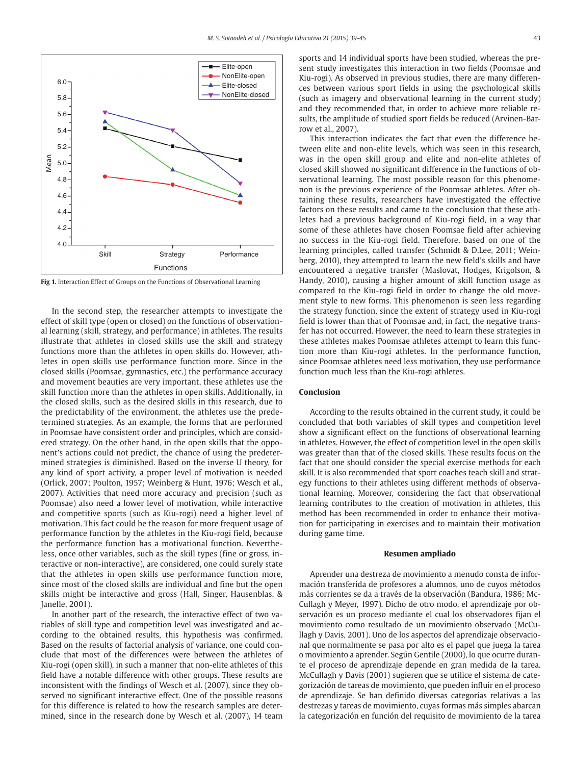Fig 1. Interaction Effect of Groups on the Functions of Observational Learning

In the second step, the researcher attempts to investigate the effect of skill type (open or closed) on the functions of observational learning (skill, strategy, and performance) in athletes. The results illustrate that athletes in closed skills use the skill and strategy functions more than the athletes in open skills do. However, athletes in open skills use performance function more. Since in the closed skills (Poomsae, gymnastics, etc.) the performance accuracy and movement beauties are very important, these athletes use the skill function more than the athletes in open skills. Additionally, in the closed skills, such as the desired skills in this research, due to the predictability of the environment, the athletes use the predetermined strategies. As an example, the forms that are performed in Poomsae have consistent order and principles, which are considered strategy. On the other hand, in the open skills that the opponent's actions could not predict, the chance of using the predetermined strategies is diminished. Based on the inverse U theory, for any kind of sport activity, a proper level of motivation is needed (Orlick, 2007; Poulton, 1957; Weinberg & Hunt, 1976; Wesch et al., 2007). Activities that need more accuracy and precision (such as Poomsae) also need a lower level of motivation, while interactive and competitive sports (such as Kiu-rogi) need a higher level of motivation. This fact could be the reason for more frequent usage of performance function by the athletes in the Kiu-rogi field, because the performance function has a motivational function. Nevertheless, once other variables, such as the skill types (fine or gross, interactive or non-interactive), are considered, one could surely state that the athletes in open skills use performance function more, since most of the closed skills are individual and fine but the open skills might be interactive and gross (Hall, Singer, Hausenblas, & Janelle, 2001).

In another part of the research, the interactive effect of two variables of skill type and competition level was investigated and according to the obtained results, this hypothesis was confirmed. Based on the results of factorial analysis of variance, one could conclude that most of the differences were between the athletes of Kiu-rogi (open skill), in such a manner that non-elite athletes of this field have a notable difference with other groups. These results are inconsistent with the findings of Wesch et al. (2007), since they observed no significant interactive effect. One of the possible reasons for this difference is related to how the research samples are determined, since in the research done by Wesch et al. (2007), 14 team sports and 14 individual sports have been studied, whereas the present study investigates this interaction in two fields (Poomsae and Kiu-rogi). As observed in previous studies, there are many differences between various sport fields in using the psychological skills (such as imagery and observational learning in the current study) and they recommended that, in order to achieve more reliable results, the amplitude of studied sport fields be reduced (Arvinen-Barrow et al., 2007).

This interaction indicates the fact that even the difference between elite and non-elite levels, which was seen in this research, was in the open skill group and elite and non-elite athletes of closed skill showed no significant difference in the functions of observational learning. The most possible reason for this phenomenon is the previous experience of the Poomsae athletes. After obtaining these results, researchers have investigated the effective factors on these results and came to the conclusion that these athletes had a previous background of Kiu-rogi field, in a way that some of these athletes have chosen Poomsae field after achieving no success in the Kiu-rogi field. Therefore, based on one of the learning principles, called transfer (Schmidt & D.Lee, 2011; Weinberg, 2010), they attempted to learn the new field's skills and have encountered a negative transfer (Maslovat, Hodges, Krigolson, & Handy, 2010), causing a higher amount of skill function usage as compared to the Kiu-rogi field in order to change the old movement style to new forms. This phenomenon is seen less regarding the strategy function, since the extent of strategy used in Kiu-rogi field is lower than that of Poomsae and, in fact, the negative transfer has not occurred. However, the need to learn these strategies in these athletes makes Poomsae athletes attempt to learn this function more than Kiu-rogi athletes. In the performance function, since Poomsae athletes need less motivation, they use performance function much less than the Kiu-rogi athletes.

## Conclusion

According to the results obtained in the current study, it could be concluded that both variables of skill types and competition level show a significant effect on the functions of observational learning in athletes. However, the effect of competition level in the open skills was greater than that of the closed skills. These results focus on the fact that one should consider the special exercise methods for each skill. It is also recommended that sport coaches teach skill and strategy functions to their athletes using different methods of observational learning. Moreover, considering the fact that observational learning contributes to the creation of motivation in athletes, this method has been recommended in order to enhance their motivation for participating in exercises and to maintain their motivation during game time.

## Resumen ampliado

Aprender una destreza de movimiento a menudo consta de información transferida de profesores a alumnos, uno de cuyos métodos más corrientes se da a través de la observación (Bandura, 1986; McCullagh y Meyer, 1997). Dicho de otro modo, el aprendizaje por observación es un proceso mediante el cual los observadores fijan el movimiento como resultado de un movimiento observado (McCullagh y Davis, 2001). Uno de los aspectos del aprendizaje observacional que normalmente se pasa por alto es el papel que juega la tarea o movimiento a aprender. Según Gentile (2000), lo que ocurre durante el proceso de aprendizaje depende en gran medida de la tarea. McCullagh y Davis (2001) sugieren que se utilice el sistema de categorización de tareas de movimiento, que pueden influir en el proceso de aprendizaje. Se han definido diversas categorías relativas a las destrezas y tareas de movimiento, cuyas formas más simples abarcan la categorización en función del requisito de movimiento de la tarea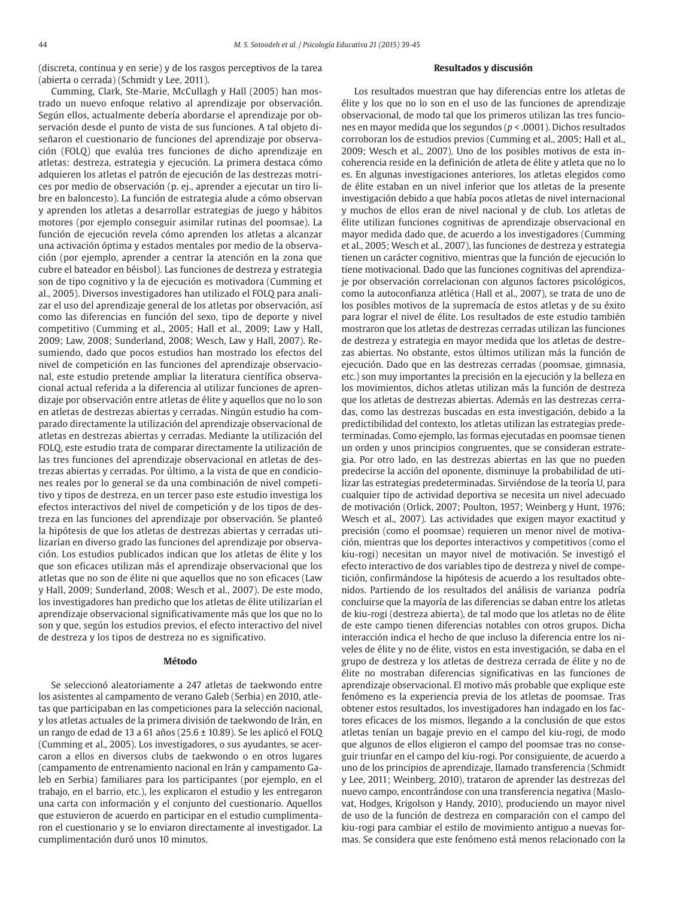(discreta, continua y en serie) y de los rasgos perceptivos de la tarea (abierta o cerrada) (Schmidt y Lee, 2011).

Cumming, Clark, Ste-Marie, McCullagh y Hall (2005) han mostrado un nuevo enfoque relativo al aprendizaje por observación. Según ellos, actualmente debería abordarse el aprendizaje por observación desde el punto de vista de sus funciones. A tal objeto diseñaron el cuestionario de funciones del aprendizaje por observación (FOLQ) que evalúa tres funciones de dicho aprendizaje en atletas: destreza, estrategia y ejecución. La primera destaca cómo adquieren los atletas el patrón de ejecución de las destrezas motrices por medio de observación (p. ej., aprender a ejecutar un tiro libre en baloncesto). La función de estrategia alude a cómo observan y aprenden los atletas a desarrollar estrategias de juego y hábitos motores (por ejemplo conseguir asimilar rutinas del poomsae). La función de ejecución revela cómo aprenden los atletas a alcanzar una activación óptima y estados mentales por medio de la observación (por ejemplo, aprender a centrar la atención en la zona que cubre el bateador en béisbol). Las funciones de destreza y estrategia son de tipo cognitivo y la de ejecución es motivadora (Cumming et al., 2005). Diversos investigadores han utilizado el FOLQ para analizar el uso del aprendizaje general de los atletas por observación, así como las diferencias en función del sexo, tipo de deporte y nivel competitivo (Cumming et al., 2005; Hall et al., 2009; Law y Hall, 2009; Law, 2008; Sunderland, 2008; Wesch, Law y Hall, 2007). Resumiendo, dado que pocos estudios han mostrado los efectos del nivel de competición en las funciones del aprendizaje observacional, este estudio pretende ampliar la literatura científica observacional actual referida a la diferencia al utilizar funciones de aprendizaje por observación entre atletas de élite y aquellos que no lo son en atletas de destrezas abiertas y cerradas. Ningún estudio ha comparado directamente la utilización del aprendizaje observacional de atletas en destrezas abiertas y cerradas. Mediante la utilización del FOLQ, este estudio trata de comparar directamente la utilización de las tres funciones del aprendizaje observacional en atletas de destrezas abiertas y cerradas. Por último, a la vista de que en condiciones reales por lo general se da una combinación de nivel competitivo y tipos de destreza, en un tercer paso este estudio investiga los efectos interactivos del nivel de competición y de los tipos de destreza en las funciones del aprendizaje por observación. Se planteó la hipótesis de que los atletas de destrezas abiertas y cerradas utilizarían en diverso grado las funciones del aprendizaje por observación. Los estudios publicados indican que los atletas de élite y los que son eficaces utilizan más el aprendizaje observacional que los atletas que no son de élite ni que aquellos que no son eficaces (Law y Hall, 2009; Sunderland, 2008; Wesch et al., 2007). De este modo, los investigadores han predicho que los atletas de élite utilizarían el aprendizaje observacional significativamente más que los que no lo son y que, según los estudios previos, el efecto interactivo del nivel de destreza y los tipos de destreza no es significativo.

## Método

Se seleccionó aleatoriamente a 247 atletas de taekwondo entre los asistentes al campamento de verano Galeb (Serbia) en 2010, atletas que participaban en las competiciones para la selección nacional, y los atletas actuales de la primera división de taekwondo de Irán, en un rango de edad de 13 a 61 años (25.6 ± 10.89). Se les aplicó el FOLQ (Cumming et al., 2005). Los investigadores, o sus ayudantes, se acercaron a ellos en diversos clubs de taekwondo o en otros lugares (campamento de entrenamiento nacional en Irán y campamento Galeb en Serbia) familiares para los participantes (por ejemplo, en el trabajo, en el barrio, etc.), les explicaron el estudio y les entregaron una carta con información y el conjunto del cuestionario. Aquellos que estuvieron de acuerdo en participar en el estudio cumplimentaron el cuestionario y se lo enviaron directamente al investigador. La cumplimentación duró unos 10 minutos.

## Resultados y discusión

Los resultados muestran que hay diferencias entre los atletas de élite y los que no lo son en el uso de las funciones de aprendizaje observacional, de modo tal que los primeros utilizan las tres funciones en mayor medida que los segundos ($p < .0001$). Dichos resultados corroboran los de estudios previos (Cumming et al., 2005; Hall et al., 2009; Wesch et al., 2007). Uno de los posibles motivos de esta incoherencia reside en la definición de atleta de élite y atleta que no lo es. En algunas investigaciones anteriores, los atletas elegidos como de élite estaban en un nivel inferior que los atletas de la presente investigación debido a que había pocos atletas de nivel internacional y muchos de ellos eran de nivel nacional y de club. Los atletas de élite utilizan funciones cognitivas de aprendizaje observacional en mayor medida dado que, de acuerdo a los investigadores (Cumming et al., 2005; Wesch et al., 2007), las funciones de destreza y estrategia tienen un carácter cognitivo, mientras que la función de ejecución lo tiene motivacional. Dado que las funciones cognitivas del aprendizaje por observación correlacionan con algunos factores psicológicos, como la autoconfianza atlética (Hall et al., 2007), se trata de uno de los posibles motivos de la supremacía de estos atletas y de su éxito para lograr el nivel de élite. Los resultados de este estudio también mostraron que los atletas de destrezas cerradas utilizan las funciones de destreza y estrategia en mayor medida que los atletas de destrezas abiertas. No obstante, estos últimos utilizan más la función de ejecución. Dado que en las destrezas cerradas (poomsae, gimnasia, etc.) son muy importantes la precisión en la ejecución y la belleza en los movimientos, dichos atletas utilizan más la función de destreza que los atletas de destrezas abiertas. Además en las destrezas cerradas, como las destrezas buscadas en esta investigación, debido a la predictibilidad del contexto, los atletas utilizan las estrategias predeterminadas. Como ejemplo, las formas ejecutadas en poomsae tienen un orden y unos principios congruentes, que se consideran estrategia. Por otro lado, en las destrezas abiertas en las que no pueden predecirse la acción del oponente, disminuye la probabilidad de utilizar las estrategias predeterminadas. Sirviéndose de la teoría U, para cualquier tipo de actividad deportiva se necesita un nivel adecuado de motivación (Orlick, 2007; Poulton, 1957; Weinberg y Hunt, 1976; Wesch et al., 2007). Las actividades que exigen mayor exactitud y precisión (como el poomsae) requieren un menor nivel de motivación, mientras que los deportes interactivos y competitivos (como el kiu-rogi) necesitan un mayor nivel de motivación. Se investigó el efecto interactivo de dos variables tipo de destreza y nivel de competición, confirmándose la hipótesis de acuerdo a los resultados obtenidos. Partiendo de los resultados del análisis de varianza podría concluirse que la mayoría de las diferencias se daban entre los atletas de kiu-rogi (destreza abierta), de tal modo que los atletas no de élite de este campo tienen diferencias notables con otros grupos. Dicha interacción indica el hecho de que incluso la diferencia entre los niveles de élite y no de élite, vistos en esta investigación, se daba en el grupo de destreza y los atletas de destreza cerrada de élite y no de élite no mostraban diferencias significativas en las funciones de aprendizaje observacional. El motivo más probable que explique este fenómeno es la experiencia previa de los atletas de poomsae. Tras obtener estos resultados, los investigadores han indagado en los factores eficaces de los mismos, llegando a la conclusión de que estos atletas tenían un bagaje previo en el campo del kiu-rogi, de modo que algunos de ellos eligieron el campo del poomsae tras no conseguir triunfar en el campo del kiu-rogi. Por consiguiente, de acuerdo a uno de los principios de aprendizaje, llamado transferencia (Schmidt y Lee, 2011; Weinberg, 2010), trataron de aprender las destrezas del nuevo campo, encontrándose con una transferencia negativa (Maslovat, Hodges, Krigolson y Handy, 2010), produciendo un mayor nivel de uso de la función de destreza en comparación con el campo del kiu-rogi para cambiar el estilo de movimiento antiguo a nuevas formas. Se considera que este fenómeno está menos relacionado con la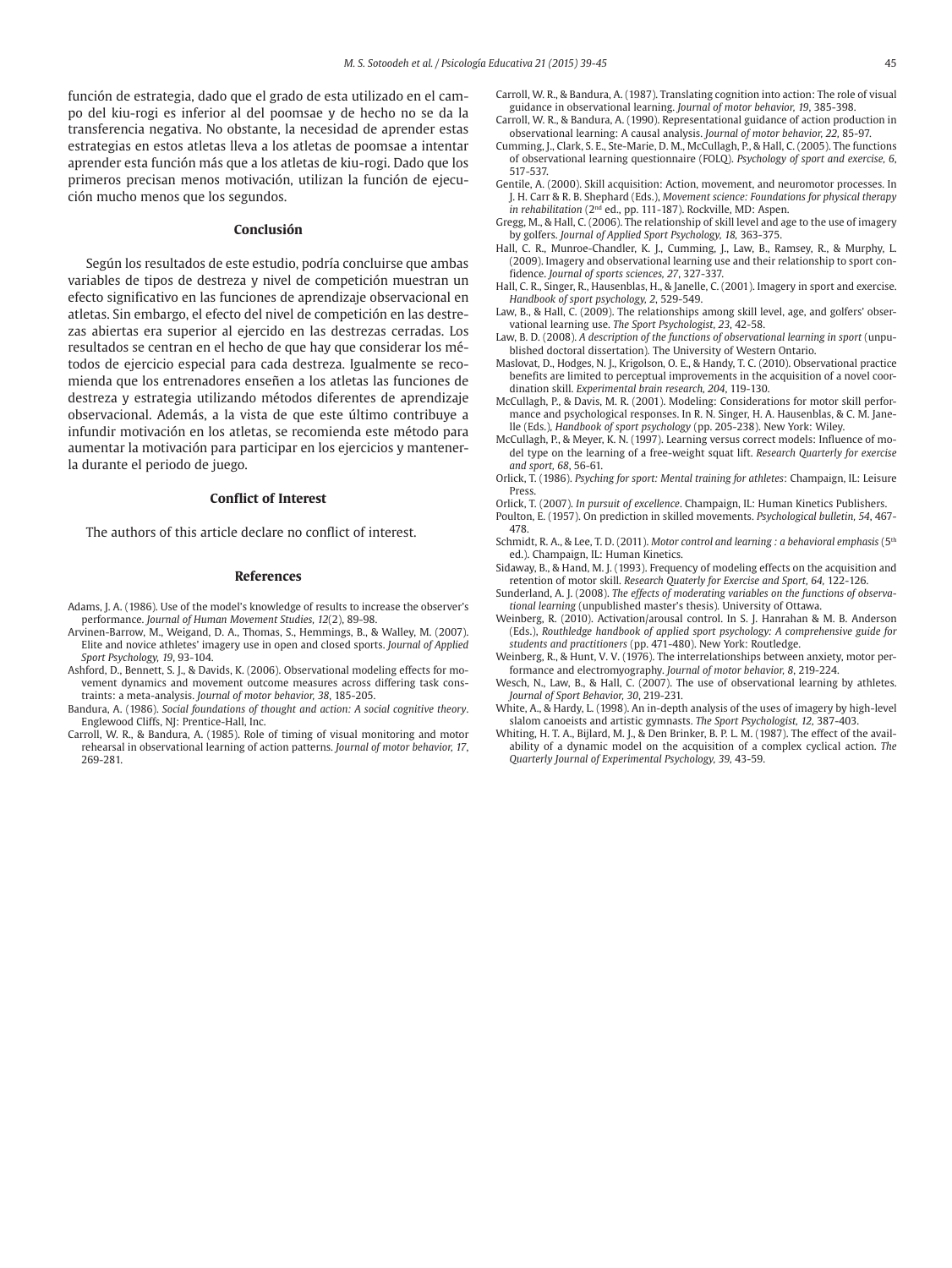función de estrategia, dado que el grado de esta utilizado en el campo del kiu-rogi es inferior al del poomsae y de hecho no se da la transferencia negativa. No obstante, la necesidad de aprender estas estrategias en estos atletas lleva a los atletas de poomsae a intentar aprender esta función más que a los atletas de kiu-rogi. Dado que los primeros precisan menos motivación, utilizan la función de ejecución mucho menos que los segundos.

## Conclusión

Según los resultados de este estudio, podría concluirse que ambas variables de tipos de destreza y nivel de competición muestran un efecto significativo en las funciones de aprendizaje observacional en atletas. Sin embargo, el efecto del nivel de competición en las destrezas abiertas era superior al ejercido en las destrezas cerradas. Los resultados se centran en el hecho de que hay que considerar los métodos de ejercicio especial para cada destreza. Igualmente se recomienda que los entrenadores enseñen a los atletas las funciones de destreza y estrategia utilizando métodos diferentes de aprendizaje observacional. Además, a la vista de que este último contribuye a infundir motivación en los atletas, se recomienda este método para aumentar la motivación para participar en los ejercicios y mantenerla durante el periodo de juego.

## Conflict of Interest

The authors of this article declare no conflict of interest.

## References

Adams, J. A. (1986). Use of the model's knowledge of results to increase the observer's performance. *Journal of Human Movement Studies, 12*(2), 89-98.

Arvinen-Barrow, M., Weigand, D. A., Thomas, S., Hemmings, B., & Walley, M. (2007). Elite and novice athletes' imagery use in open and closed sports. *Journal of Applied Sport Psychology, 19*, 93-104.

Ashford, D., Bennett, S. J., & Davids, K. (2006). Observational modeling effects for movement dynamics and movement outcome measures across differing task constraints: a meta-analysis. *Journal of motor behavior, 38*, 185-205.

Bandura, A. (1986). *Social foundations of thought and action: A social cognitive theory*. Englewood Cliffs, NJ: Prentice-Hall, Inc.

Carroll, W. R., & Bandura, A. (1985). Role of timing of visual monitoring and motor rehearsal in observational learning of action patterns. *Journal of motor behavior, 17*, 269-281.

Carroll, W. R., & Bandura, A. (1987). Translating cognition into action: The role of visual guidance in observational learning. *Journal of motor behavior, 19*, 385-398.

Carroll, W. R., & Bandura, A. (1990). Representational guidance of action production in observational learning: A causal analysis. *Journal of motor behavior, 22*, 85-97.

Cumming, J., Clark, S. E., Ste-Marie, D. M., McCullagh, P., & Hall, C. (2005). The functions of observational learning questionnaire (FOLQ). *Psychology of sport and exercise, 6*, 517-537.

Gentile, A. (2000). Skill acquisition: Action, movement, and neuromotor processes. In J. H. Carr & R. B. Shephard (Eds.), *Movement science: Foundations for physical therapy in rehabilitation* (2nd ed., pp. 111-187). Rockville, MD: Aspen.

Gregg, M., & Hall, C. (2006). The relationship of skill level and age to the use of imagery by golfers. *Journal of Applied Sport Psychology, 18*, 363-375.

Hall, C. R., Munroe-Chandler, K. J., Cumming, J., Law, B., Ramsey, R., & Murphy, L. (2009). Imagery and observational learning use and their relationship to sport confidence. *Journal of sports sciences, 27*, 327-337.

Hall, C. R., Singer, R., Hausenblas, H., & Janelle, C. (2001). Imagery in sport and exercise. *Handbook of sport psychology, 2*, 529-549.

Law, B., & Hall, C. (2009). The relationships among skill level, age, and golfers' observational learning use. *The Sport Psychologist, 23*, 42-58.

Law, B. D. (2008). *A description of the functions of observational learning in sport* (unpublished doctoral dissertation). The University of Western Ontario.

Maslovat, D., Hodges, N. J., Krigolson, O. E., & Handy, T. C. (2010). Observational practice benefits are limited to perceptual improvements in the acquisition of a novel coordination skill. *Experimental brain research, 204*, 119-130.

McCullagh, P., & Davis, M. R. (2001). Modeling: Considerations for motor skill performance and psychological responses. In R. N. Singer, H. A. Hausenblas, & C. M. Janelle (Eds.), *Handbook of sport psychology* (pp. 205-238). New York: Wiley.

McCullagh, P., & Meyer, K. N. (1997). Learning versus correct models: Influence of model type on the learning of a free-weight squat lift. *Research Quarterly for exercise and sport, 68*, 56-61.

Orlick, T. (1986). *Psyching for sport: Mental training for athletes*: Champaign, IL: Leisure Press.

Orlick, T. (2007). *In pursuit of excellence*. Champaign, IL: Human Kinetics Publishers.

Poulton, E. (1957). On prediction in skilled movements. *Psychological bulletin, 54*, 467-478.

Schmidt, R. A., & Lee, T. D. (2011). *Motor control and learning : a behavioral emphasis* (5th ed.). Champaign, IL: Human Kinetics.

Sidaway, B., & Hand, M. J. (1993). Frequency of modeling effects on the acquisition and retention of motor skill. *Research Quaterly for Exercise and Sport, 64*, 122-126.

Sunderland, A. J. (2008). *The effects of moderating variables on the functions of observational learning* (unpublished master's thesis). University of Ottawa.

Weinberg, R. (2010). Activation/arousal control. In S. J. Hanrahan & M. B. Anderson (Eds.), *Routhledge handbook of applied sport psychology: A comprehensive guide for students and practitioners* (pp. 471-480). New York: Routledge.

Weinberg, R., & Hunt, V. V. (1976). The interrelationships between anxiety, motor performance and electromyography. *Journal of motor behavior, 8*, 219-224.

Wesch, N., Law, B., & Hall, C. (2007). The use of observational learning by athletes. *Journal of Sport Behavior, 30*, 219-231.

White, A., & Hardy, L. (1998). An in-depth analysis of the uses of imagery by high-level slalom canoeists and artistic gymnasts. *The Sport Psychologist, 12*, 387-403.

Whiting, H. T. A., Bijlard, M. J., & Den Brinker, B. P. L. M. (1987). The effect of the availability of a dynamic model on the acquisition of a complex cyclical action. *The Quarterly Journal of Experimental Psychology, 39*, 43-59.